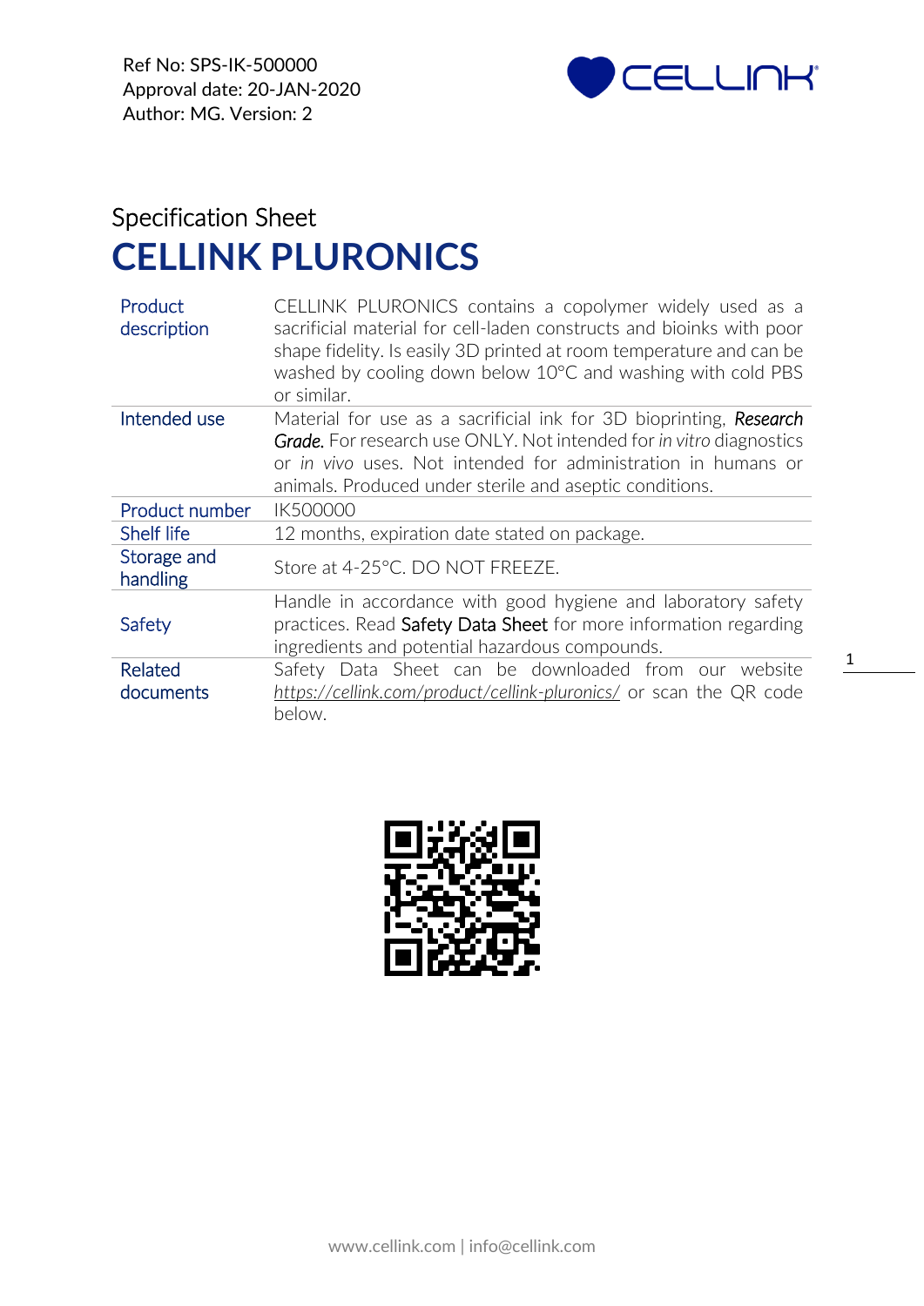Ref No: SPS-IK-500000
Approval date: 20-JAN-2020
Author: MG. Version: 2

Specification Sheet

# CELLINK PLURONICS

| | |
|---|---|
| Product description | CELLINK PLURONICS contains a copolymer widely used as a sacrificial material for cell-laden constructs and bioinks with poor shape fidelity. Is easily 3D printed at room temperature and can be washed by cooling down below 10°C and washing with cold PBS or similar. |
| Intended use | Material for use as a sacrificial ink for 3D bioprinting, ***Research Grade.*** For research use ONLY. Not intended for *in vitro* diagnostics or *in vivo* uses. Not intended for administration in humans or animals. Produced under sterile and aseptic conditions. |
| Product number | IK500000 |
| Shelf life | 12 months, expiration date stated on package. |
| Storage and handling | Store at 4-25°C. DO NOT FREEZE. |
| Safety | Handle in accordance with good hygiene and laboratory safety practices. Read Safety Data Sheet for more information regarding ingredients and potential hazardous compounds. |
| Related documents | Safety Data Sheet can be downloaded from our website *https://cellink.com/product/cellink-pluronics/* or scan the QR code below. |

www.cellink.com | info@cellink.com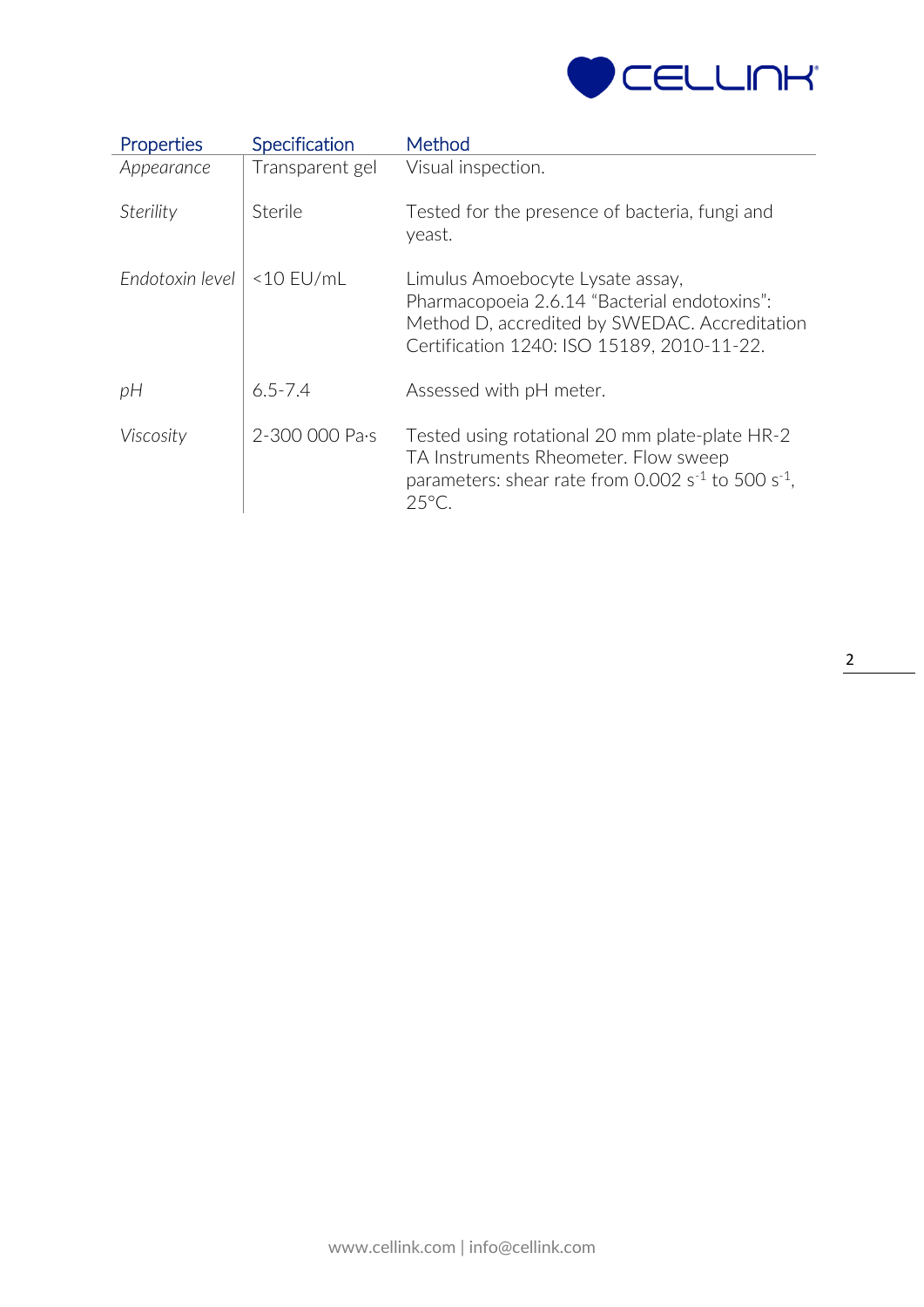| Properties | Specification | Method |
|---|---|---|
| *Appearance* | Transparent gel | Visual inspection. |
| *Sterility* | Sterile | Tested for the presence of bacteria, fungi and yeast. |
| *Endotoxin level* | <10 EU/mL | Limulus Amoebocyte Lysate assay, Pharmacopoeia 2.6.14 “Bacterial endotoxins”: Method D, accredited by SWEDAC. Accreditation Certification 1240: ISO 15189, 2010-11-22. |
| *pH* | 6.5-7.4 | Assessed with pH meter. |
| *Viscosity* | 2-300 000 Pa·s | Tested using rotational 20 mm plate-plate HR-2 TA Instruments Rheometer. Flow sweep parameters: shear rate from 0.002 $s^{-1}$ to 500 $s^{-1}$, 25°C. |

www.cellink.com | info@cellink.com